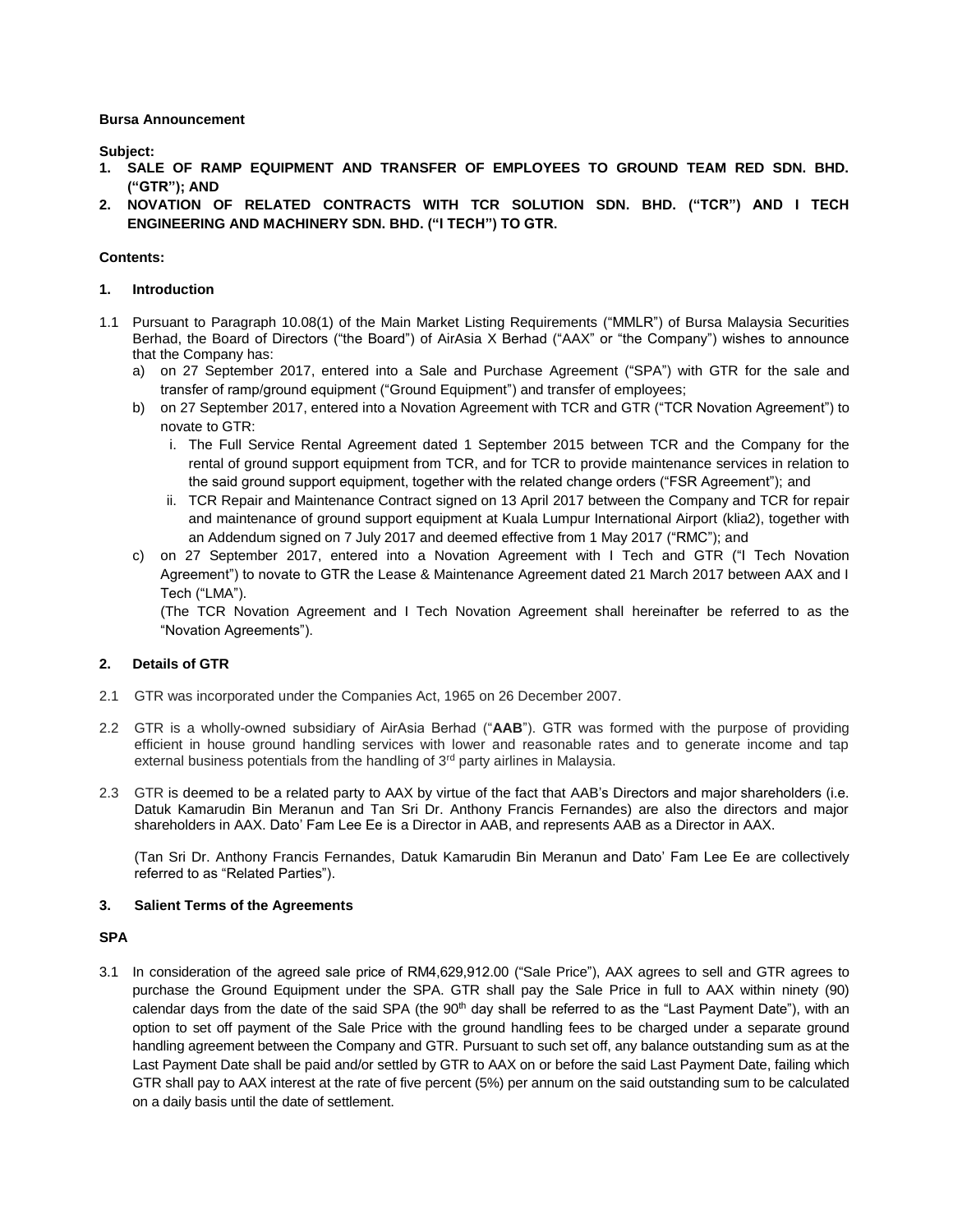**Bursa Announcement**

**Subject:**

1. **SALE OF RAMP EQUIPMENT AND TRANSFER OF EMPLOYEES TO GROUND TEAM RED SDN. BHD. ("GTR"); AND**
2. **NOVATION OF RELATED CONTRACTS WITH TCR SOLUTION SDN. BHD. ("TCR") AND I TECH ENGINEERING AND MACHINERY SDN. BHD. ("I TECH") TO GTR.**

**Contents:**

## 1. Introduction

1.1 Pursuant to Paragraph 10.08(1) of the Main Market Listing Requirements ("MMLR") of Bursa Malaysia Securities Berhad, the Board of Directors ("the Board") of AirAsia X Berhad ("AAX" or "the Company") wishes to announce that the Company has:

a) on 27 September 2017, entered into a Sale and Purchase Agreement ("SPA") with GTR for the sale and transfer of ramp/ground equipment ("Ground Equipment") and transfer of employees;

b) on 27 September 2017, entered into a Novation Agreement with TCR and GTR ("TCR Novation Agreement") to novate to GTR:

   i. The Full Service Rental Agreement dated 1 September 2015 between TCR and the Company for the rental of ground support equipment from TCR, and for TCR to provide maintenance services in relation to the said ground support equipment, together with the related change orders ("FSR Agreement"); and

   ii. TCR Repair and Maintenance Contract signed on 13 April 2017 between the Company and TCR for repair and maintenance of ground support equipment at Kuala Lumpur International Airport (klia2), together with an Addendum signed on 7 July 2017 and deemed effective from 1 May 2017 ("RMC"); and

c) on 27 September 2017, entered into a Novation Agreement with I Tech and GTR ("I Tech Novation Agreement") to novate to GTR the Lease & Maintenance Agreement dated 21 March 2017 between AAX and I Tech ("LMA").

(The TCR Novation Agreement and I Tech Novation Agreement shall hereinafter be referred to as the "Novation Agreements").

## 2. Details of GTR

2.1 GTR was incorporated under the Companies Act, 1965 on 26 December 2007.

2.2 GTR is a wholly-owned subsidiary of AirAsia Berhad ("**AAB**"). GTR was formed with the purpose of providing efficient in house ground handling services with lower and reasonable rates and to generate income and tap external business potentials from the handling of 3rd party airlines in Malaysia.

2.3 GTR is deemed to be a related party to AAX by virtue of the fact that AAB's Directors and major shareholders (i.e. Datuk Kamarudin Bin Meranun and Tan Sri Dr. Anthony Francis Fernandes) are also the directors and major shareholders in AAX. Dato' Fam Lee Ee is a Director in AAB, and represents AAB as a Director in AAX.

(Tan Sri Dr. Anthony Francis Fernandes, Datuk Kamarudin Bin Meranun and Dato' Fam Lee Ee are collectively referred to as "Related Parties").

## 3. Salient Terms of the Agreements

### SPA

3.1 In consideration of the agreed sale price of RM4,629,912.00 ("Sale Price"), AAX agrees to sell and GTR agrees to purchase the Ground Equipment under the SPA. GTR shall pay the Sale Price in full to AAX within ninety (90) calendar days from the date of the said SPA (the 90th day shall be referred to as the "Last Payment Date"), with an option to set off payment of the Sale Price with the ground handling fees to be charged under a separate ground handling agreement between the Company and GTR. Pursuant to such set off, any balance outstanding sum as at the Last Payment Date shall be paid and/or settled by GTR to AAX on or before the said Last Payment Date, failing which GTR shall pay to AAX interest at the rate of five percent (5%) per annum on the said outstanding sum to be calculated on a daily basis until the date of settlement.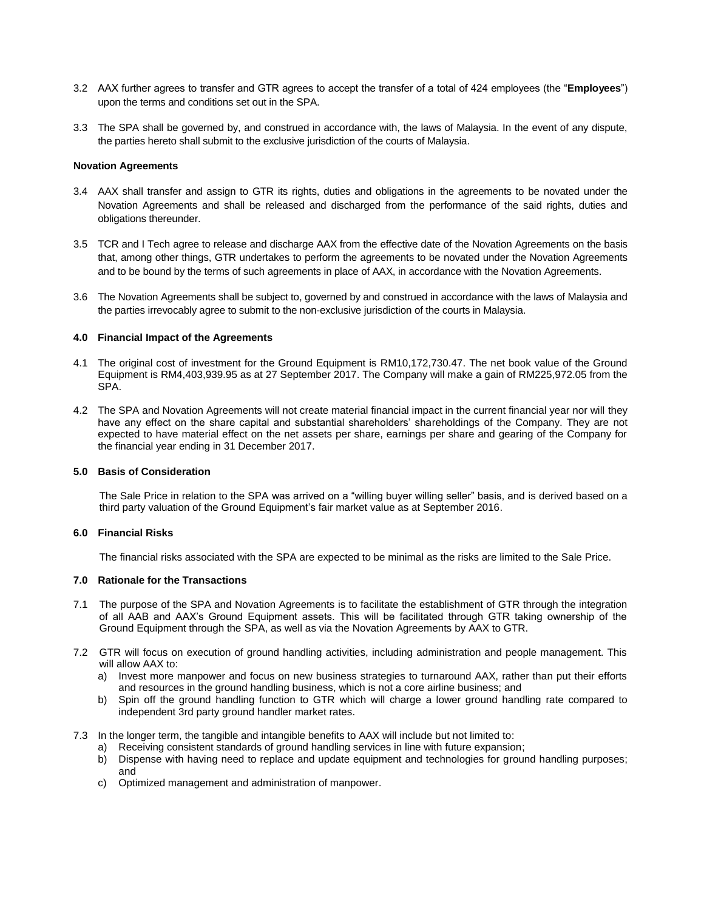3.2 AAX further agrees to transfer and GTR agrees to accept the transfer of a total of 424 employees (the "**Employees**") upon the terms and conditions set out in the SPA.

3.3 The SPA shall be governed by, and construed in accordance with, the laws of Malaysia. In the event of any dispute, the parties hereto shall submit to the exclusive jurisdiction of the courts of Malaysia.

**Novation Agreements**

3.4 AAX shall transfer and assign to GTR its rights, duties and obligations in the agreements to be novated under the Novation Agreements and shall be released and discharged from the performance of the said rights, duties and obligations thereunder.

3.5 TCR and I Tech agree to release and discharge AAX from the effective date of the Novation Agreements on the basis that, among other things, GTR undertakes to perform the agreements to be novated under the Novation Agreements and to be bound by the terms of such agreements in place of AAX, in accordance with the Novation Agreements.

3.6 The Novation Agreements shall be subject to, governed by and construed in accordance with the laws of Malaysia and the parties irrevocably agree to submit to the non-exclusive jurisdiction of the courts in Malaysia.

**4.0 Financial Impact of the Agreements**

4.1 The original cost of investment for the Ground Equipment is RM10,172,730.47. The net book value of the Ground Equipment is RM4,403,939.95 as at 27 September 2017. The Company will make a gain of RM225,972.05 from the SPA.

4.2 The SPA and Novation Agreements will not create material financial impact in the current financial year nor will they have any effect on the share capital and substantial shareholders' shareholdings of the Company. They are not expected to have material effect on the net assets per share, earnings per share and gearing of the Company for the financial year ending in 31 December 2017.

**5.0 Basis of Consideration**

The Sale Price in relation to the SPA was arrived on a "willing buyer willing seller" basis, and is derived based on a third party valuation of the Ground Equipment's fair market value as at September 2016.

**6.0 Financial Risks**

The financial risks associated with the SPA are expected to be minimal as the risks are limited to the Sale Price.

**7.0 Rationale for the Transactions**

7.1 The purpose of the SPA and Novation Agreements is to facilitate the establishment of GTR through the integration of all AAB and AAX's Ground Equipment assets. This will be facilitated through GTR taking ownership of the Ground Equipment through the SPA, as well as via the Novation Agreements by AAX to GTR.

7.2 GTR will focus on execution of ground handling activities, including administration and people management. This will allow AAX to:
   a) Invest more manpower and focus on new business strategies to turnaround AAX, rather than put their efforts and resources in the ground handling business, which is not a core airline business; and
   b) Spin off the ground handling function to GTR which will charge a lower ground handling rate compared to independent 3rd party ground handler market rates.

7.3 In the longer term, the tangible and intangible benefits to AAX will include but not limited to:
   a) Receiving consistent standards of ground handling services in line with future expansion;
   b) Dispense with having need to replace and update equipment and technologies for ground handling purposes; and
   c) Optimized management and administration of manpower.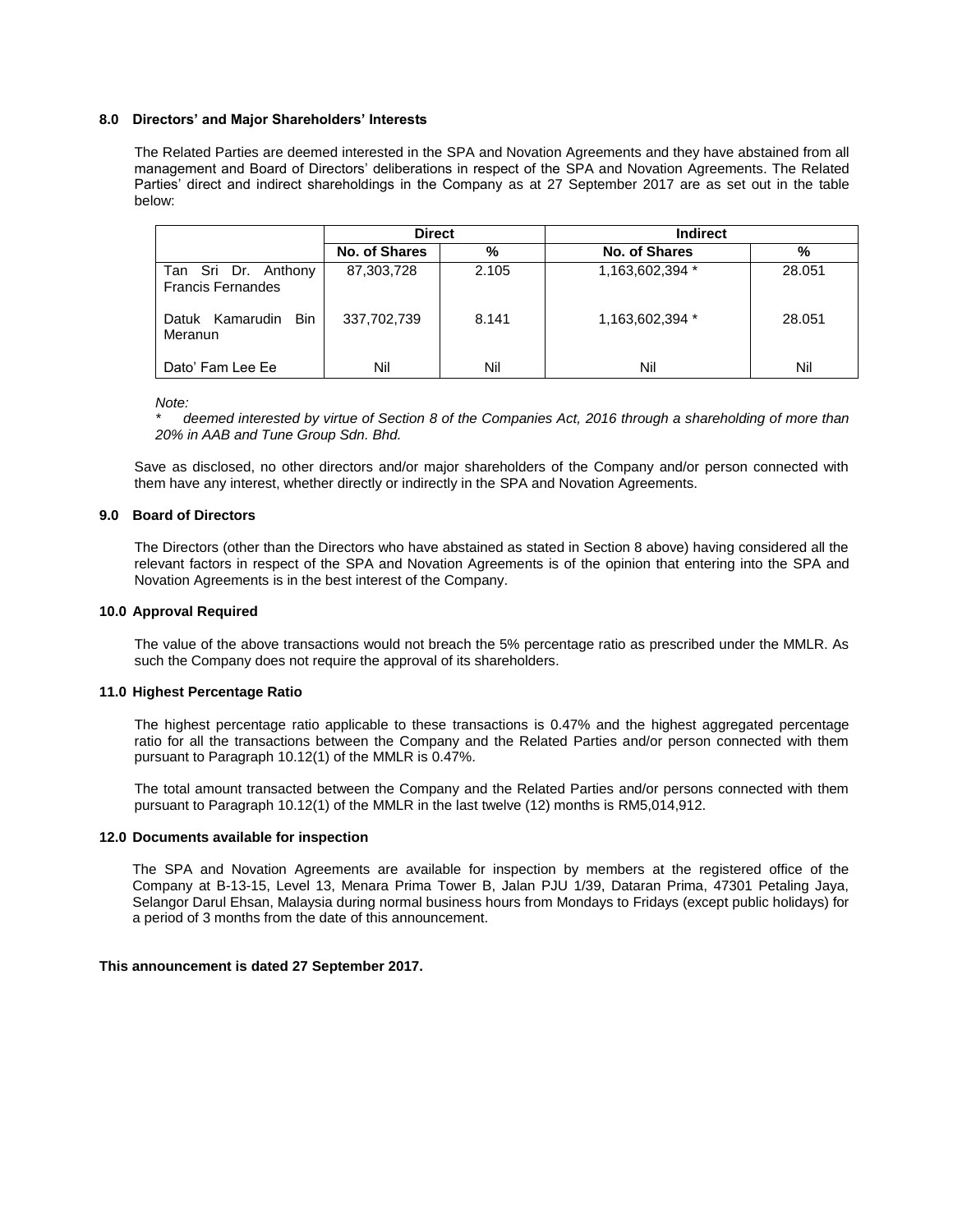### 8.0 Directors' and Major Shareholders' Interests

The Related Parties are deemed interested in the SPA and Novation Agreements and they have abstained from all management and Board of Directors' deliberations in respect of the SPA and Novation Agreements. The Related Parties' direct and indirect shareholdings in the Company as at 27 September 2017 are as set out in the table below:

| | Direct | | Indirect | |
|---|---|---|---|---|
| | **No. of Shares** | **%** | **No. of Shares** | **%** |
| Tan Sri Dr. Anthony Francis Fernandes | 87,303,728 | 2.105 | 1,163,602,394 * | 28.051 |
| Datuk Kamarudin Bin Meranun | 337,702,739 | 8.141 | 1,163,602,394 * | 28.051 |
| Dato' Fam Lee Ee | Nil | Nil | Nil | Nil |

*Note:*

*\* deemed interested by virtue of Section 8 of the Companies Act, 2016 through a shareholding of more than 20% in AAB and Tune Group Sdn. Bhd.*

Save as disclosed, no other directors and/or major shareholders of the Company and/or person connected with them have any interest, whether directly or indirectly in the SPA and Novation Agreements.

### 9.0 Board of Directors

The Directors (other than the Directors who have abstained as stated in Section 8 above) having considered all the relevant factors in respect of the SPA and Novation Agreements is of the opinion that entering into the SPA and Novation Agreements is in the best interest of the Company.

### 10.0 Approval Required

The value of the above transactions would not breach the 5% percentage ratio as prescribed under the MMLR. As such the Company does not require the approval of its shareholders.

### 11.0 Highest Percentage Ratio

The highest percentage ratio applicable to these transactions is 0.47% and the highest aggregated percentage ratio for all the transactions between the Company and the Related Parties and/or person connected with them pursuant to Paragraph 10.12(1) of the MMLR is 0.47%.

The total amount transacted between the Company and the Related Parties and/or persons connected with them pursuant to Paragraph 10.12(1) of the MMLR in the last twelve (12) months is RM5,014,912.

### 12.0 Documents available for inspection

The SPA and Novation Agreements are available for inspection by members at the registered office of the Company at B-13-15, Level 13, Menara Prima Tower B, Jalan PJU 1/39, Dataran Prima, 47301 Petaling Jaya, Selangor Darul Ehsan, Malaysia during normal business hours from Mondays to Fridays (except public holidays) for a period of 3 months from the date of this announcement.

**This announcement is dated 27 September 2017.**